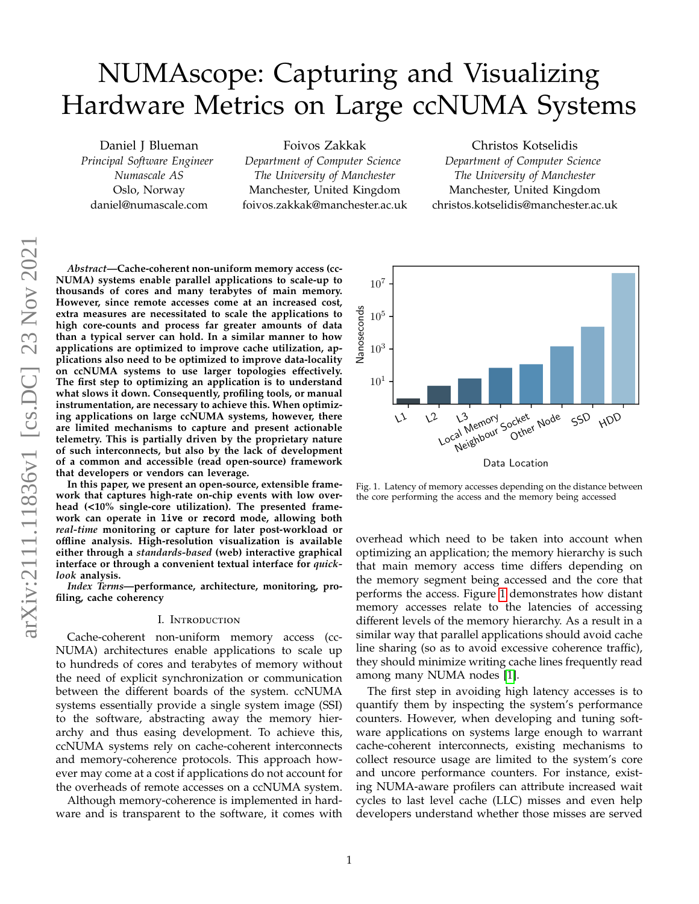# NUMAscope: Capturing and Visualizing Hardware Metrics on Large ccNUMA Systems

Daniel J Blueman
*Principal Software Engineer*
*Numascale AS*
Oslo, Norway
daniel@numascale.com

Foivos Zakkak
*Department of Computer Science*
*The University of Manchester*
Manchester, United Kingdom
foivos.zakkak@manchester.ac.uk

Christos Kotselidis
*Department of Computer Science*
*The University of Manchester*
Manchester, United Kingdom
christos.kotselidis@manchester.ac.uk

***Abstract*—Cache-coherent non-uniform memory access (ccNUMA) systems enable parallel applications to scale-up to thousands of cores and many terabytes of main memory. However, since remote accesses come at an increased cost, extra measures are necessitated to scale the applications to high core-counts and process far greater amounts of data than a typical server can hold. In a similar manner to how applications are optimized to improve cache utilization, applications also need to be optimized to improve data-locality on ccNUMA systems to use larger topologies effectively. The first step to optimizing an application is to understand what slows it down. Consequently, profiling tools, or manual instrumentation, are necessary to achieve this. When optimizing applications on large ccNUMA systems, however, there are limited mechanisms to capture and present actionable telemetry. This is partially driven by the proprietary nature of such interconnects, but also by the lack of development of a common and accessible (read open-source) framework that developers or vendors can leverage.**

**In this paper, we present an open-source, extensible framework that captures high-rate on-chip events with low overhead (<10% single-core utilization). The presented framework can operate in `live` or `record` mode, allowing both *real-time* monitoring or capture for later post-workload or offline analysis. High-resolution visualization is available either through a *standards-based* (web) interactive graphical interface or through a convenient textual interface for *quick-look* analysis.**

***Index Terms*—performance, architecture, monitoring, profiling, cache coherency**

## I. Introduction

Cache-coherent non-uniform memory access (ccNUMA) architectures enable applications to scale up to hundreds of cores and terabytes of memory without the need of explicit synchronization or communication between the different boards of the system. ccNUMA systems essentially provide a single system image (SSI) to the software, abstracting away the memory hierarchy and thus easing development. To achieve this, ccNUMA systems rely on cache-coherent interconnects and memory-coherence protocols. This approach however may come at a cost if applications do not account for the overheads of remote accesses on a ccNUMA system.

Although memory-coherence is implemented in hardware and is transparent to the software, it comes with overhead which need to be taken into account when optimizing an application; the memory hierarchy is such that main memory access time differs depending on the memory segment being accessed and the core that performs the access. Figure 1 demonstrates how distant memory accesses relate to the latencies of accessing different levels of the memory hierarchy. As a result in a similar way that parallel applications should avoid cache line sharing (so as to avoid excessive coherence traffic), they should minimize writing cache lines frequently read among many NUMA nodes [1].

Fig. 1. Latency of memory accesses depending on the distance between the core performing the access and the memory being accessed

The first step in avoiding high latency accesses is to quantify them by inspecting the system's performance counters. However, when developing and tuning software applications on systems large enough to warrant cache-coherent interconnects, existing mechanisms to collect resource usage are limited to the system's core and uncore performance counters. For instance, existing NUMA-aware profilers can attribute increased wait cycles to last level cache (LLC) misses and even help developers understand whether those misses are served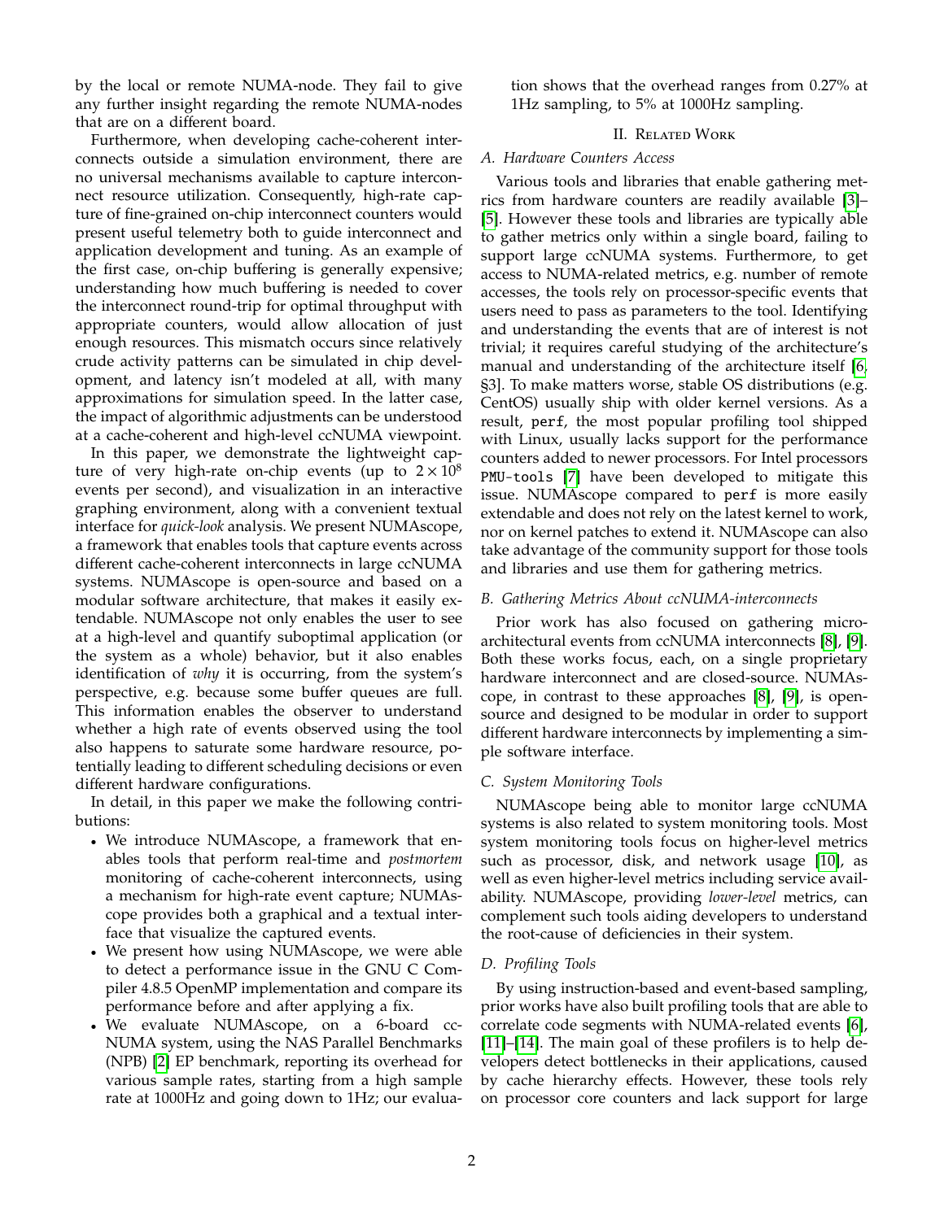by the local or remote NUMA-node. They fail to give any further insight regarding the remote NUMA-nodes that are on a different board.

Furthermore, when developing cache-coherent interconnects outside a simulation environment, there are no universal mechanisms available to capture interconnect resource utilization. Consequently, high-rate capture of fine-grained on-chip interconnect counters would present useful telemetry both to guide interconnect and application development and tuning. As an example of the first case, on-chip buffering is generally expensive; understanding how much buffering is needed to cover the interconnect round-trip for optimal throughput with appropriate counters, would allow allocation of just enough resources. This mismatch occurs since relatively crude activity patterns can be simulated in chip development, and latency isn't modeled at all, with many approximations for simulation speed. In the latter case, the impact of algorithmic adjustments can be understood at a cache-coherent and high-level ccNUMA viewpoint.

In this paper, we demonstrate the lightweight capture of very high-rate on-chip events (up to $2 \times 10^8$ events per second), and visualization in an interactive graphing environment, along with a convenient textual interface for *quick-look* analysis. We present NUMAscope, a framework that enables tools that capture events across different cache-coherent interconnects in large ccNUMA systems. NUMAscope is open-source and based on a modular software architecture, that makes it easily extendable. NUMAscope not only enables the user to see at a high-level and quantify suboptimal application (or the system as a whole) behavior, but it also enables identification of *why* it is occurring, from the system's perspective, e.g. because some buffer queues are full. This information enables the observer to understand whether a high rate of events observed using the tool also happens to saturate some hardware resource, potentially leading to different scheduling decisions or even different hardware configurations.

In detail, in this paper we make the following contributions:

- We introduce NUMAscope, a framework that enables tools that perform real-time and *postmortem* monitoring of cache-coherent interconnects, using a mechanism for high-rate event capture; NUMAscope provides both a graphical and a textual interface that visualize the captured events.
- We present how using NUMAscope, we were able to detect a performance issue in the GNU C Compiler 4.8.5 OpenMP implementation and compare its performance before and after applying a fix.
- We evaluate NUMAscope, on a 6-board ccNUMA system, using the NAS Parallel Benchmarks (NPB) [2] EP benchmark, reporting its overhead for various sample rates, starting from a high sample rate at 1000Hz and going down to 1Hz; our evaluation shows that the overhead ranges from 0.27% at 1Hz sampling, to 5% at 1000Hz sampling.

## II. Related Work

### A. Hardware Counters Access

Various tools and libraries that enable gathering metrics from hardware counters are readily available [3]–[5]. However these tools and libraries are typically able to gather metrics only within a single board, failing to support large ccNUMA systems. Furthermore, to get access to NUMA-related metrics, e.g. number of remote accesses, the tools rely on processor-specific events that users need to pass as parameters to the tool. Identifying and understanding the events that are of interest is not trivial; it requires careful studying of the architecture's manual and understanding of the architecture itself [6, §3]. To make matters worse, stable OS distributions (e.g. CentOS) usually ship with older kernel versions. As a result, `perf`, the most popular profiling tool shipped with Linux, usually lacks support for the performance counters added to newer processors. For Intel processors `PMU-tools` [7] have been developed to mitigate this issue. NUMAscope compared to `perf` is more easily extendable and does not rely on the latest kernel to work, nor on kernel patches to extend it. NUMAscope can also take advantage of the community support for those tools and libraries and use them for gathering metrics.

### B. Gathering Metrics About ccNUMA-interconnects

Prior work has also focused on gathering microarchitectural events from ccNUMA interconnects [8], [9]. Both these works focus, each, on a single proprietary hardware interconnect and are closed-source. NUMAscope, in contrast to these approaches [8], [9], is open-source and designed to be modular in order to support different hardware interconnects by implementing a simple software interface.

### C. System Monitoring Tools

NUMAscope being able to monitor large ccNUMA systems is also related to system monitoring tools. Most system monitoring tools focus on higher-level metrics such as processor, disk, and network usage [10], as well as even higher-level metrics including service availability. NUMAscope, providing *lower-level* metrics, can complement such tools aiding developers to understand the root-cause of deficiencies in their system.

### D. Profiling Tools

By using instruction-based and event-based sampling, prior works have also built profiling tools that are able to correlate code segments with NUMA-related events [6], [11]–[14]. The main goal of these profilers is to help developers detect bottlenecks in their applications, caused by cache hierarchy effects. However, these tools rely on processor core counters and lack support for large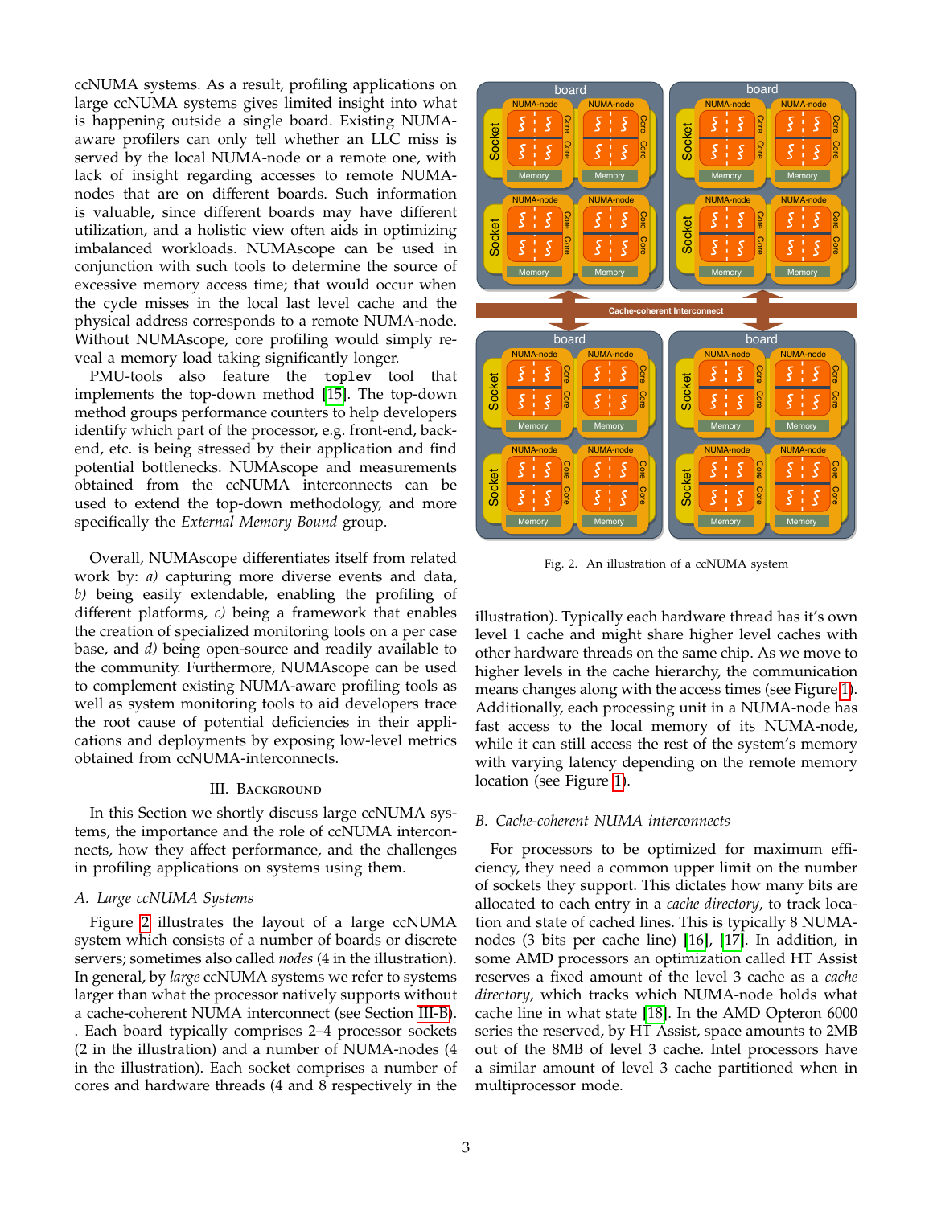ccNUMA systems. As a result, profiling applications on large ccNUMA systems gives limited insight into what is happening outside a single board. Existing NUMA-aware profilers can only tell whether an LLC miss is served by the local NUMA-node or a remote one, with lack of insight regarding accesses to remote NUMA-nodes that are on different boards. Such information is valuable, since different boards may have different utilization, and a holistic view often aids in optimizing imbalanced workloads. NUMAscope can be used in conjunction with such tools to determine the source of excessive memory access time; that would occur when the cycle misses in the local last level cache and the physical address corresponds to a remote NUMA-node. Without NUMAscope, core profiling would simply reveal a memory load taking significantly longer.

PMU-tools also feature the `toplev` tool that implements the top-down method [15]. The top-down method groups performance counters to help developers identify which part of the processor, e.g. front-end, back-end, etc. is being stressed by their application and find potential bottlenecks. NUMAscope and measurements obtained from the ccNUMA interconnects can be used to extend the top-down methodology, and more specifically the *External Memory Bound* group.

Overall, NUMAscope differentiates itself from related work by: *a)* capturing more diverse events and data, *b)* being easily extendable, enabling the profiling of different platforms, *c)* being a framework that enables the creation of specialized monitoring tools on a per case base, and *d)* being open-source and readily available to the community. Furthermore, NUMAscope can be used to complement existing NUMA-aware profiling tools as well as system monitoring tools to aid developers trace the root cause of potential deficiencies in their applications and deployments by exposing low-level metrics obtained from ccNUMA-interconnects.

## III. Background

In this Section we shortly discuss large ccNUMA systems, the importance and the role of ccNUMA interconnects, how they affect performance, and the challenges in profiling applications on systems using them.

### A. Large ccNUMA Systems

Figure 2 illustrates the layout of a large ccNUMA system which consists of a number of boards or discrete servers; sometimes also called *nodes* (4 in the illustration). In general, by *large* ccNUMA systems we refer to systems larger than what the processor natively supports without a cache-coherent NUMA interconnect (see Section III-B). Each board typically comprises 2–4 processor sockets (2 in the illustration) and a number of NUMA-nodes (4 in the illustration). Each socket comprises a number of cores and hardware threads (4 and 8 respectively in the illustration). Typically each hardware thread has it's own level 1 cache and might share higher level caches with other hardware threads on the same chip. As we move to higher levels in the cache hierarchy, the communication means changes along with the access times (see Figure 1). Additionally, each processing unit in a NUMA-node has fast access to the local memory of its NUMA-node, while it can still access the rest of the system's memory with varying latency depending on the remote memory location (see Figure 1).

Fig. 2. An illustration of a ccNUMA system

### B. Cache-coherent NUMA interconnects

For processors to be optimized for maximum efficiency, they need a common upper limit on the number of sockets they support. This dictates how many bits are allocated to each entry in a *cache directory*, to track location and state of cached lines. This is typically 8 NUMA-nodes (3 bits per cache line) [16], [17]. In addition, in some AMD processors an optimization called HT Assist reserves a fixed amount of the level 3 cache as a *cache directory*, which tracks which NUMA-node holds what cache line in what state [18]. In the AMD Opteron 6000 series the reserved, by HT Assist, space amounts to 2MB out of the 8MB of level 3 cache. Intel processors have a similar amount of level 3 cache partitioned when in multiprocessor mode.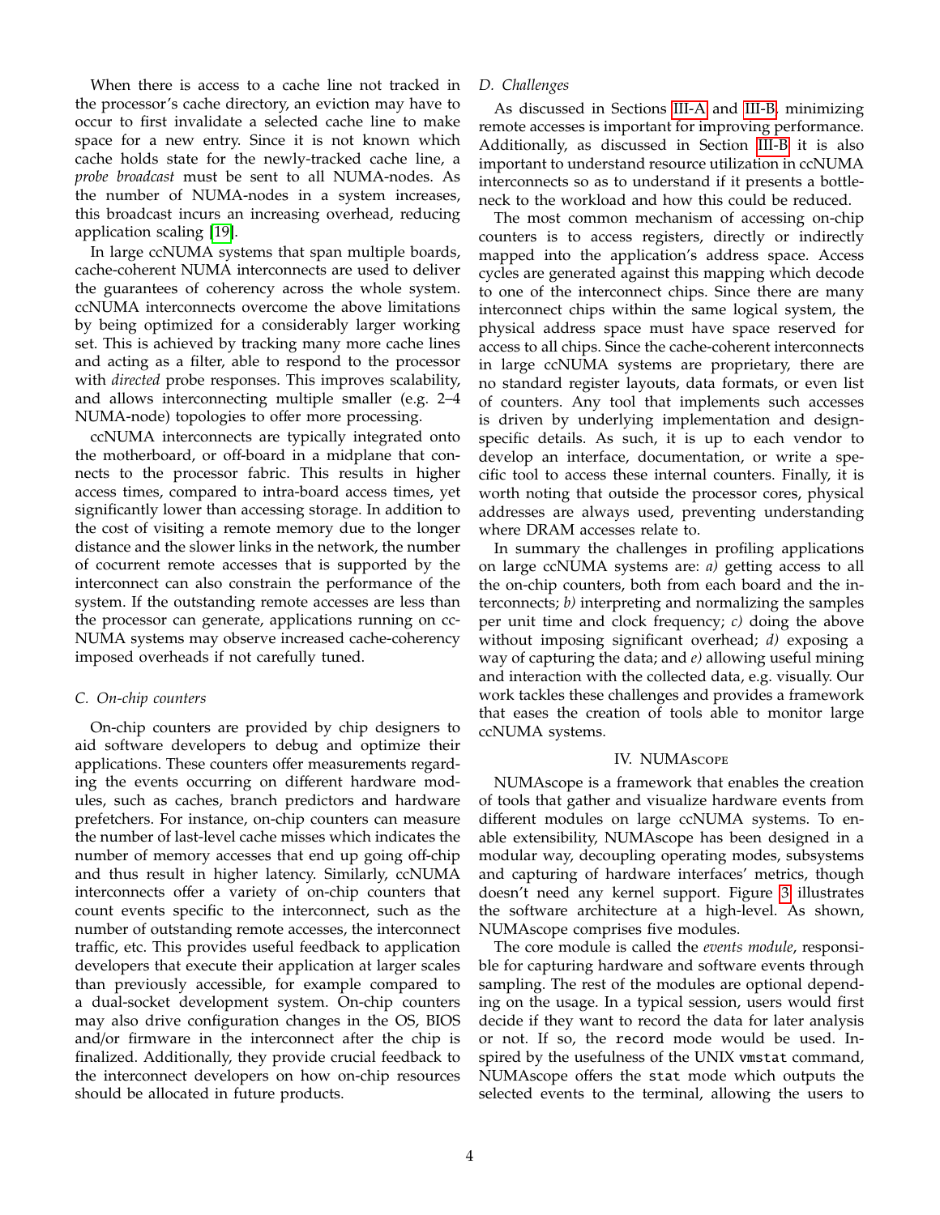When there is access to a cache line not tracked in the processor's cache directory, an eviction may have to occur to first invalidate a selected cache line to make space for a new entry. Since it is not known which cache holds state for the newly-tracked cache line, a *probe broadcast* must be sent to all NUMA-nodes. As the number of NUMA-nodes in a system increases, this broadcast incurs an increasing overhead, reducing application scaling [19].

In large ccNUMA systems that span multiple boards, cache-coherent NUMA interconnects are used to deliver the guarantees of coherency across the whole system. ccNUMA interconnects overcome the above limitations by being optimized for a considerably larger working set. This is achieved by tracking many more cache lines and acting as a filter, able to respond to the processor with *directed* probe responses. This improves scalability, and allows interconnecting multiple smaller (e.g. 2–4 NUMA-node) topologies to offer more processing.

ccNUMA interconnects are typically integrated onto the motherboard, or off-board in a midplane that connects to the processor fabric. This results in higher access times, compared to intra-board access times, yet significantly lower than accessing storage. In addition to the cost of visiting a remote memory due to the longer distance and the slower links in the network, the number of cocurrent remote accesses that is supported by the interconnect can also constrain the performance of the system. If the outstanding remote accesses are less than the processor can generate, applications running on ccNUMA systems may observe increased cache-coherency imposed overheads if not carefully tuned.

### C. On-chip counters

On-chip counters are provided by chip designers to aid software developers to debug and optimize their applications. These counters offer measurements regarding the events occurring on different hardware modules, such as caches, branch predictors and hardware prefetchers. For instance, on-chip counters can measure the number of last-level cache misses which indicates the number of memory accesses that end up going off-chip and thus result in higher latency. Similarly, ccNUMA interconnects offer a variety of on-chip counters that count events specific to the interconnect, such as the number of outstanding remote accesses, the interconnect traffic, etc. This provides useful feedback to application developers that execute their application at larger scales than previously accessible, for example compared to a dual-socket development system. On-chip counters may also drive configuration changes in the OS, BIOS and/or firmware in the interconnect after the chip is finalized. Additionally, they provide crucial feedback to the interconnect developers on how on-chip resources should be allocated in future products.

### D. Challenges

As discussed in Sections III-A and III-B, minimizing remote accesses is important for improving performance. Additionally, as discussed in Section III-B it is also important to understand resource utilization in ccNUMA interconnects so as to understand if it presents a bottleneck to the workload and how this could be reduced.

The most common mechanism of accessing on-chip counters is to access registers, directly or indirectly mapped into the application's address space. Access cycles are generated against this mapping which decode to one of the interconnect chips. Since there are many interconnect chips within the same logical system, the physical address space must have space reserved for access to all chips. Since the cache-coherent interconnects in large ccNUMA systems are proprietary, there are no standard register layouts, data formats, or even list of counters. Any tool that implements such accesses is driven by underlying implementation and design-specific details. As such, it is up to each vendor to develop an interface, documentation, or write a specific tool to access these internal counters. Finally, it is worth noting that outside the processor cores, physical addresses are always used, preventing understanding where DRAM accesses relate to.

In summary the challenges in profiling applications on large ccNUMA systems are: *a)* getting access to all the on-chip counters, both from each board and the interconnects; *b)* interpreting and normalizing the samples per unit time and clock frequency; *c)* doing the above without imposing significant overhead; *d)* exposing a way of capturing the data; and *e)* allowing useful mining and interaction with the collected data, e.g. visually. Our work tackles these challenges and provides a framework that eases the creation of tools able to monitor large ccNUMA systems.

## IV. NUMAscope

NUMAscope is a framework that enables the creation of tools that gather and visualize hardware events from different modules on large ccNUMA systems. To enable extensibility, NUMAscope has been designed in a modular way, decoupling operating modes, subsystems and capturing of hardware interfaces' metrics, though doesn't need any kernel support. Figure 3 illustrates the software architecture at a high-level. As shown, NUMAscope comprises five modules.

The core module is called the *events module*, responsible for capturing hardware and software events through sampling. The rest of the modules are optional depending on the usage. In a typical session, users would first decide if they want to record the data for later analysis or not. If so, the `record` mode would be used. Inspired by the usefulness of the UNIX `vmstat` command, NUMAscope offers the `stat` mode which outputs the selected events to the terminal, allowing the users to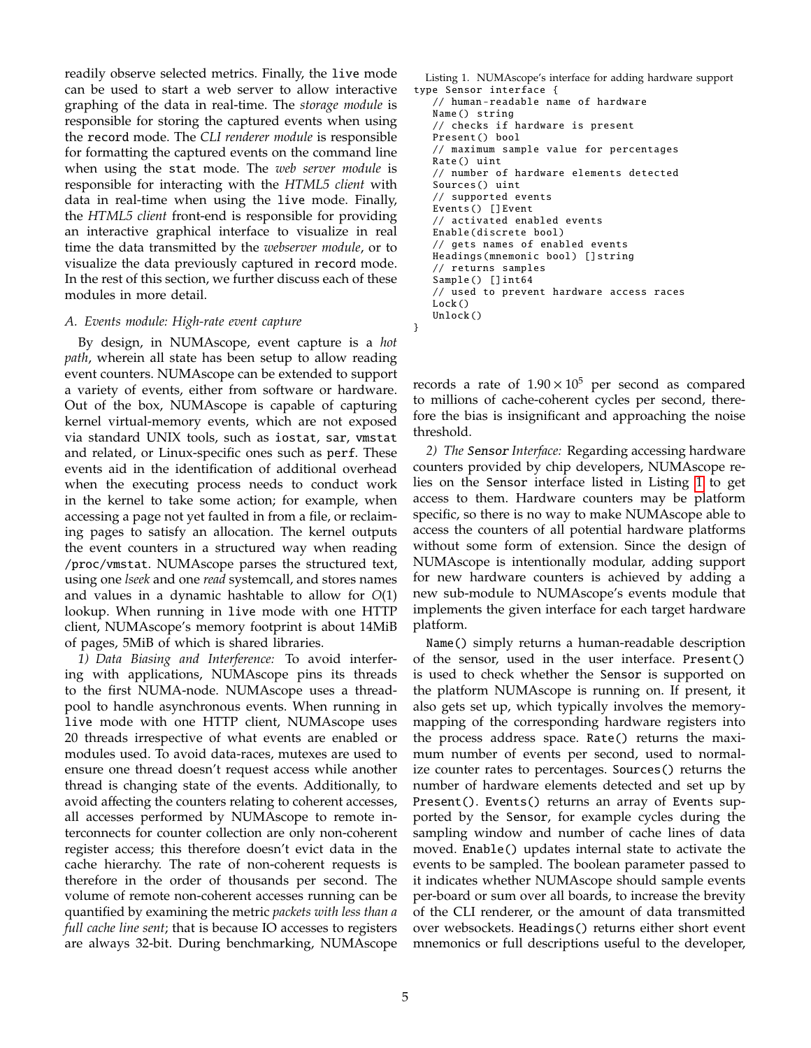readily observe selected metrics. Finally, the `live` mode can be used to start a web server to allow interactive graphing of the data in real-time. The *storage module* is responsible for storing the captured events when using the `record` mode. The *CLI renderer module* is responsible for formatting the captured events on the command line when using the `stat` mode. The *web server module* is responsible for interacting with the *HTML5 client* with data in real-time when using the `live` mode. Finally, the *HTML5 client* front-end is responsible for providing an interactive graphical interface to visualize in real time the data transmitted by the *webserver module*, or to visualize the data previously captured in `record` mode. In the rest of this section, we further discuss each of these modules in more detail.

### A. Events module: High-rate event capture

By design, in NUMAscope, event capture is a *hot path*, wherein all state has been setup to allow reading event counters. NUMAscope can be extended to support a variety of events, either from software or hardware. Out of the box, NUMAscope is capable of capturing kernel virtual-memory events, which are not exposed via standard UNIX tools, such as `iostat`, `sar`, `vmstat` and related, or Linux-specific ones such as `perf`. These events aid in the identification of additional overhead when the executing process needs to conduct work in the kernel to take some action; for example, when accessing a page not yet faulted in from a file, or reclaiming pages to satisfy an allocation. The kernel outputs the event counters in a structured way when reading `/proc/vmstat`. NUMAscope parses the structured text, using one *lseek* and one *read* systemcall, and stores names and values in a dynamic hashtable to allow for $O(1)$ lookup. When running in `live` mode with one HTTP client, NUMAscope's memory footprint is about 14MiB of pages, 5MiB of which is shared libraries.

*1) Data Biasing and Interference:* To avoid interfering with applications, NUMAscope pins its threads to the first NUMA-node. NUMAscope uses a threadpool to handle asynchronous events. When running in `live` mode with one HTTP client, NUMAscope uses 20 threads irrespective of what events are enabled or modules used. To avoid data-races, mutexes are used to ensure one thread doesn't request access while another thread is changing state of the events. Additionally, to avoid affecting the counters relating to coherent accesses, all accesses performed by NUMAscope to remote interconnects for counter collection are only non-coherent register access; this therefore doesn't evict data in the cache hierarchy. The rate of non-coherent requests is therefore in the order of thousands per second. The volume of remote non-coherent accesses running can be quantified by examining the metric *packets with less than a full cache line sent*; that is because IO accesses to registers are always 32-bit. During benchmarking, NUMAscope records a rate of $1.90 \times 10^5$ per second as compared to millions of cache-coherent cycles per second, therefore the bias is insignificant and approaching the noise threshold.

Listing 1. NUMAscope's interface for adding hardware support

```
type Sensor interface {
   // human-readable name of hardware
   Name() string
   // checks if hardware is present
   Present() bool
   // maximum sample value for percentages
   Rate() uint
   // number of hardware elements detected
   Sources() uint
   // supported events
   Events() []Event
   // activated enabled events
   Enable(discrete bool)
   // gets names of enabled events
   Headings(mnemonic bool) []string
   // returns samples
   Sample() []int64
   // used to prevent hardware access races
   Lock()
   Unlock()
}
```

*2) The `Sensor` Interface:* Regarding accessing hardware counters provided by chip developers, NUMAscope relies on the `Sensor` interface listed in Listing 1 to get access to them. Hardware counters may be platform specific, so there is no way to make NUMAscope able to access the counters of all potential hardware platforms without some form of extension. Since the design of NUMAscope is intentionally modular, adding support for new hardware counters is achieved by adding a new sub-module to NUMAscope's events module that implements the given interface for each target hardware platform.

`Name()` simply returns a human-readable description of the sensor, used in the user interface. `Present()` is used to check whether the `Sensor` is supported on the platform NUMAscope is running on. If present, it also gets set up, which typically involves the memory-mapping of the corresponding hardware registers into the process address space. `Rate()` returns the maximum number of events per second, used to normalize counter rates to percentages. `Sources()` returns the number of hardware elements detected and set up by `Present()`. `Events()` returns an array of `Events` supported by the `Sensor`, for example cycles during the sampling window and number of cache lines of data moved. `Enable()` updates internal state to activate the events to be sampled. The boolean parameter passed to it indicates whether NUMAscope should sample events per-board or sum over all boards, to increase the brevity of the CLI renderer, or the amount of data transmitted over websockets. `Headings()` returns either short event mnemonics or full descriptions useful to the developer,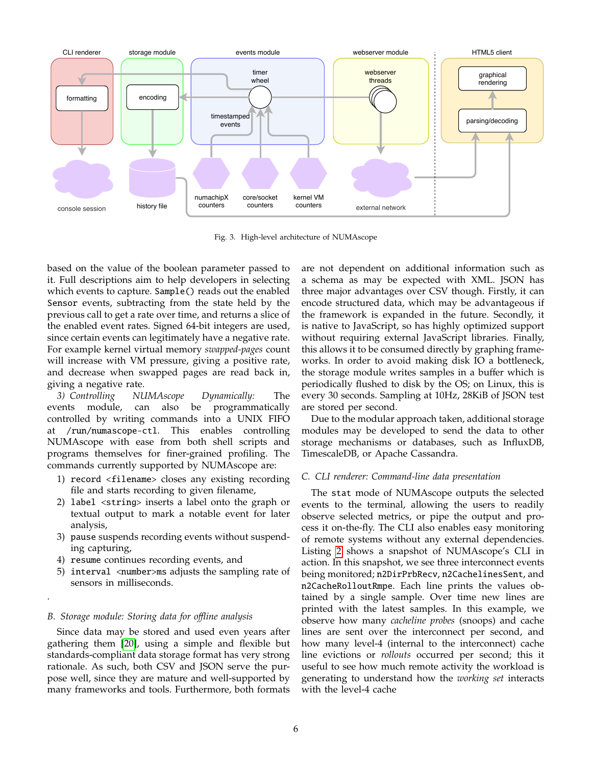Fig. 3. High-level architecture of NUMAscope

based on the value of the boolean parameter passed to it. Full descriptions aim to help developers in selecting which events to capture. `Sample()` reads out the enabled `Sensor` events, subtracting from the state held by the previous call to get a rate over time, and returns a slice of the enabled event rates. Signed 64-bit integers are used, since certain events can legitimately have a negative rate. For example kernel virtual memory *swapped-pages* count will increase with VM pressure, giving a positive rate, and decrease when swapped pages are read back in, giving a negative rate.

*3) Controlling NUMAscope Dynamically:* The events module, can also be programmatically controlled by writing commands into a UNIX FIFO at `/run/numascope-ctl`. This enables controlling NUMAscope with ease from both shell scripts and programs themselves for finer-grained profiling. The commands currently supported by NUMAscope are:

1) `record <filename>` closes any existing recording file and starts recording to given filename,
2) `label <string>` inserts a label onto the graph or textual output to mark a notable event for later analysis,
3) `pause` suspends recording events without suspending capturing,
4) `resume` continues recording events, and
5) `interval <number>ms` adjusts the sampling rate of sensors in milliseconds.

.

### B. Storage module: Storing data for offline analysis

Since data may be stored and used even years after gathering them [20], using a simple and flexible but standards-compliant data storage format has very strong rationale. As such, both CSV and JSON serve the purpose well, since they are mature and well-supported by many frameworks and tools. Furthermore, both formats are not dependent on additional information such as a schema as may be expected with XML. JSON has three major advantages over CSV though. Firstly, it can encode structured data, which may be advantageous if the framework is expanded in the future. Secondly, it is native to JavaScript, so has highly optimized support without requiring external JavaScript libraries. Finally, this allows it to be consumed directly by graphing frameworks. In order to avoid making disk IO a bottleneck, the storage module writes samples in a buffer which is periodically flushed to disk by the OS; on Linux, this is every 30 seconds. Sampling at 10Hz, 28KiB of JSON test are stored per second.

Due to the modular approach taken, additional storage modules may be developed to send the data to other storage mechanisms or databases, such as InfluxDB, TimescaleDB, or Apache Cassandra.

### C. CLI renderer: Command-line data presentation

The `stat` mode of NUMAscope outputs the selected events to the terminal, allowing the users to readily observe selected metrics, or pipe the output and process it on-the-fly. The CLI also enables easy monitoring of remote systems without any external dependencies. Listing 2 shows a snapshot of NUMAscope's CLI in action. In this snapshot, we see three interconnect events being monitored; `n2DirPrbRecv`, `n2CachelinesSent`, and `n2CacheRolloutRmpe`. Each line prints the values obtained by a single sample. Over time new lines are printed with the latest samples. In this example, we observe how many *cacheline probes* (snoops) and cache lines are sent over the interconnect per second, and how many level-4 (internal to the interconnect) cache line evictions or *rollouts* occurred per second; this it useful to see how much remote activity the workload is generating to understand how the *working set* interacts with the level-4 cache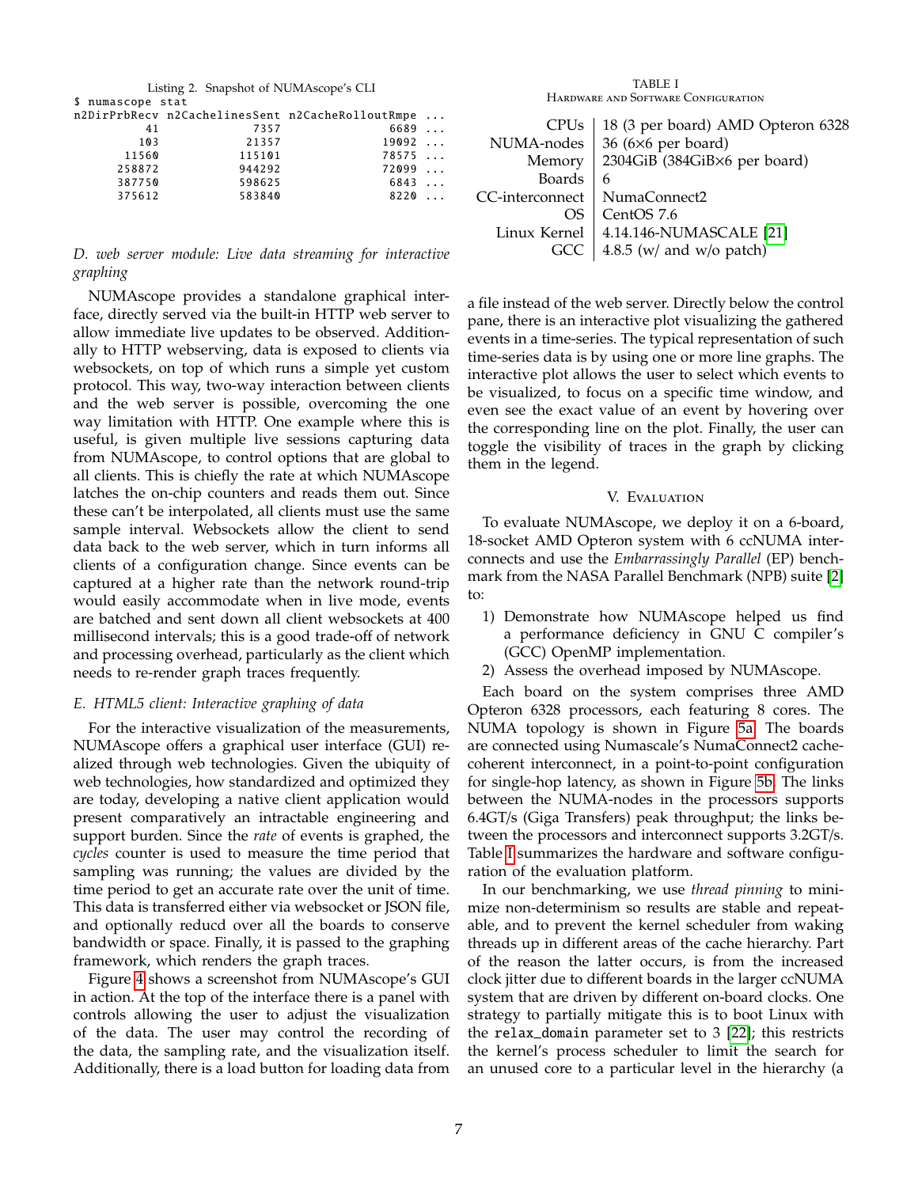Listing 2. Snapshot of NUMAscope's CLI

```
$ numascope stat
n2DirPrbRecv n2CachelinesSent n2CacheRolloutRmpe ...
          41             7357               6689 ...
         103            21357              19092 ...
       11560           115101              78575 ...
      258872           944292              72099 ...
      387750           598625               6843 ...
      375612           583840               8220 ...
```

### D. web server module: Live data streaming for interactive graphing

NUMAscope provides a standalone graphical interface, directly served via the built-in HTTP web server to allow immediate live updates to be observed. Additionally to HTTP webserving, data is exposed to clients via websockets, on top of which runs a simple yet custom protocol. This way, two-way interaction between clients and the web server is possible, overcoming the one way limitation with HTTP. One example where this is useful, is given multiple live sessions capturing data from NUMAscope, to control options that are global to all clients. This is chiefly the rate at which NUMAscope latches the on-chip counters and reads them out. Since these can't be interpolated, all clients must use the same sample interval. Websockets allow the client to send data back to the web server, which in turn informs all clients of a configuration change. Since events can be captured at a higher rate than the network round-trip would easily accommodate when in live mode, events are batched and sent down all client websockets at 400 millisecond intervals; this is a good trade-off of network and processing overhead, particularly as the client which needs to re-render graph traces frequently.

### E. HTML5 client: Interactive graphing of data

For the interactive visualization of the measurements, NUMAscope offers a graphical user interface (GUI) realized through web technologies. Given the ubiquity of web technologies, how standardized and optimized they are today, developing a native client application would present comparatively an intractable engineering and support burden. Since the *rate* of events is graphed, the *cycles* counter is used to measure the time period that sampling was running; the values are divided by the time period to get an accurate rate over the unit of time. This data is transferred either via websocket or JSON file, and optionally reducd over all the boards to conserve bandwidth or space. Finally, it is passed to the graphing framework, which renders the graph traces.

Figure 4 shows a screenshot from NUMAscope's GUI in action. At the top of the interface there is a panel with controls allowing the user to adjust the visualization of the data. The user may control the recording of the data, the sampling rate, and the visualization itself. Additionally, there is a load button for loading data from a file instead of the web server. Directly below the control pane, there is an interactive plot visualizing the gathered events in a time-series. The typical representation of such time-series data is by using one or more line graphs. The interactive plot allows the user to select which events to be visualized, to focus on a specific time window, and even see the exact value of an event by hovering over the corresponding line on the plot. Finally, the user can toggle the visibility of traces in the graph by clicking them in the legend.

TABLE I
Hardware and Software Configuration

| | |
|---|---|
| CPUs | 18 (3 per board) AMD Opteron 6328 |
| NUMA-nodes | 36 (6×6 per board) |
| Memory | 2304GiB (384GiB×6 per board) |
| Boards | 6 |
| CC-interconnect | NumaConnect2 |
| OS | CentOS 7.6 |
| Linux Kernel | 4.14.146-NUMASCALE [21] |
| GCC | 4.8.5 (w/ and w/o patch) |

## V. Evaluation

To evaluate NUMAscope, we deploy it on a 6-board, 18-socket AMD Opteron system with 6 ccNUMA interconnects and use the *Embarrassingly Parallel* (EP) benchmark from the NASA Parallel Benchmark (NPB) suite [2] to:

1) Demonstrate how NUMAscope helped us find a performance deficiency in GNU C compiler's (GCC) OpenMP implementation.
2) Assess the overhead imposed by NUMAscope.

Each board on the system comprises three AMD Opteron 6328 processors, each featuring 8 cores. The NUMA topology is shown in Figure 5a. The boards are connected using Numascale's NumaConnect2 cache-coherent interconnect, in a point-to-point configuration for single-hop latency, as shown in Figure 5b. The links between the NUMA-nodes in the processors supports 6.4GT/s (Giga Transfers) peak throughput; the links between the processors and interconnect supports 3.2GT/s. Table I summarizes the hardware and software configuration of the evaluation platform.

In our benchmarking, we use *thread pinning* to minimize non-determinism so results are stable and repeatable, and to prevent the kernel scheduler from waking threads up in different areas of the cache hierarchy. Part of the reason the latter occurs, is from the increased clock jitter due to different boards in the larger ccNUMA system that are driven by different on-board clocks. One strategy to partially mitigate this is to boot Linux with the `relax_domain` parameter set to 3 [22]; this restricts the kernel's process scheduler to limit the search for an unused core to a particular level in the hierarchy (a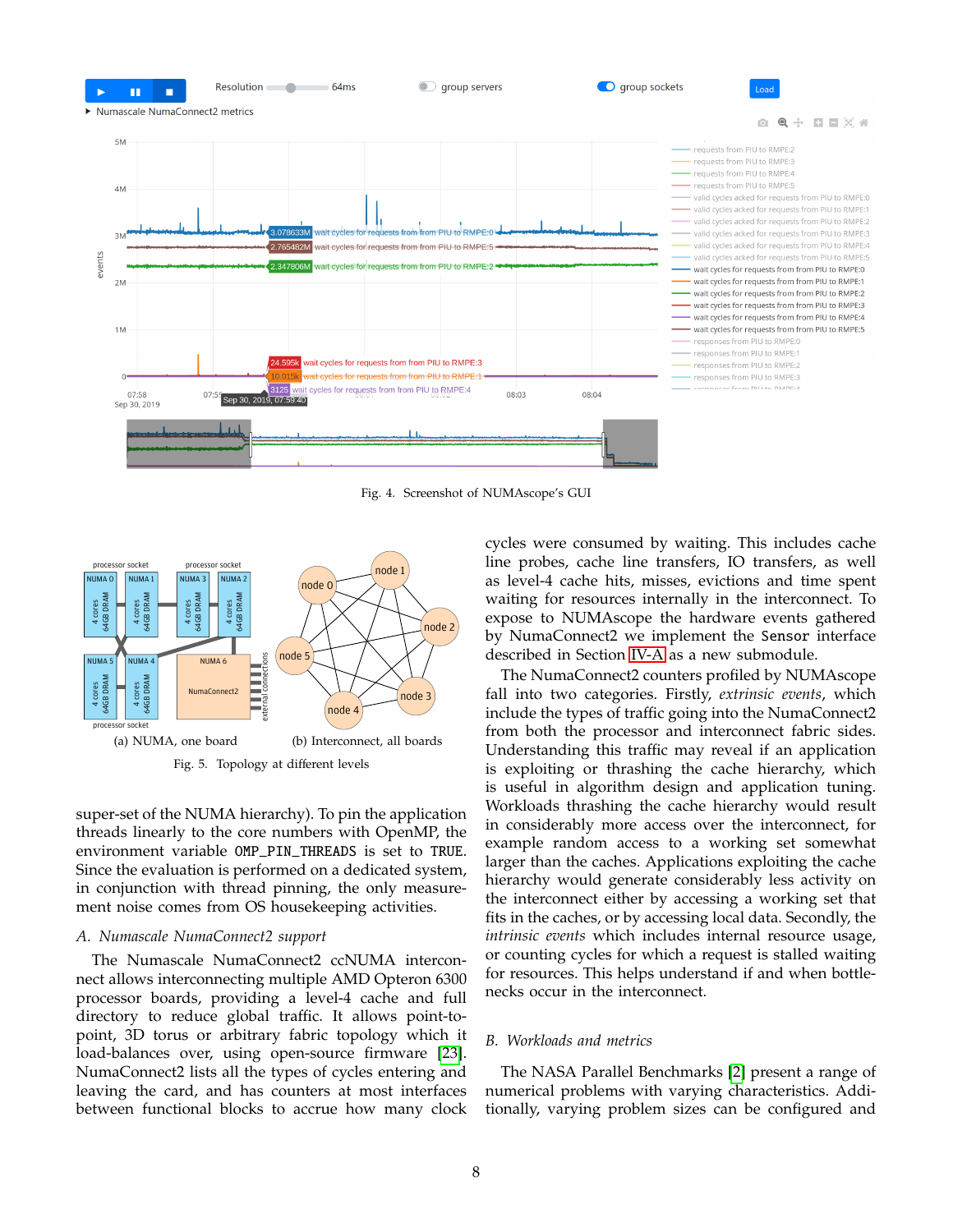Fig. 4. Screenshot of NUMAscope's GUI

(a) NUMA, one board (b) Interconnect, all boards

Fig. 5. Topology at different levels

super-set of the NUMA hierarchy). To pin the application threads linearly to the core numbers with OpenMP, the environment variable `OMP_PIN_THREADS` is set to `TRUE`. Since the evaluation is performed on a dedicated system, in conjunction with thread pinning, the only measurement noise comes from OS housekeeping activities.

### *A. Numascale NumaConnect2 support*

The Numascale NumaConnect2 ccNUMA interconnect allows interconnecting multiple AMD Opteron 6300 processor boards, providing a level-4 cache and full directory to reduce global traffic. It allows point-to-point, 3D torus or arbitrary fabric topology which it load-balances over, using open-source firmware [23]. NumaConnect2 lists all the types of cycles entering and leaving the card, and has counters at most interfaces between functional blocks to accrue how many clock cycles were consumed by waiting. This includes cache line probes, cache line transfers, IO transfers, as well as level-4 cache hits, misses, evictions and time spent waiting for resources internally in the interconnect. To expose to NUMAscope the hardware events gathered by NumaConnect2 we implement the `Sensor` interface described in Section IV-A as a new submodule.

The NumaConnect2 counters profiled by NUMAscope fall into two categories. Firstly, *extrinsic events*, which include the types of traffic going into the NumaConnect2 from both the processor and interconnect fabric sides. Understanding this traffic may reveal if an application is exploiting or thrashing the cache hierarchy, which is useful in algorithm design and application tuning. Workloads thrashing the cache hierarchy would result in considerably more access over the interconnect, for example random access to a working set somewhat larger than the caches. Applications exploiting the cache hierarchy would generate considerably less activity on the interconnect either by accessing a working set that fits in the caches, or by accessing local data. Secondly, the *intrinsic events* which includes internal resource usage, or counting cycles for which a request is stalled waiting for resources. This helps understand if and when bottlenecks occur in the interconnect.

### *B. Workloads and metrics*

The NASA Parallel Benchmarks [2] present a range of numerical problems with varying characteristics. Additionally, varying problem sizes can be configured and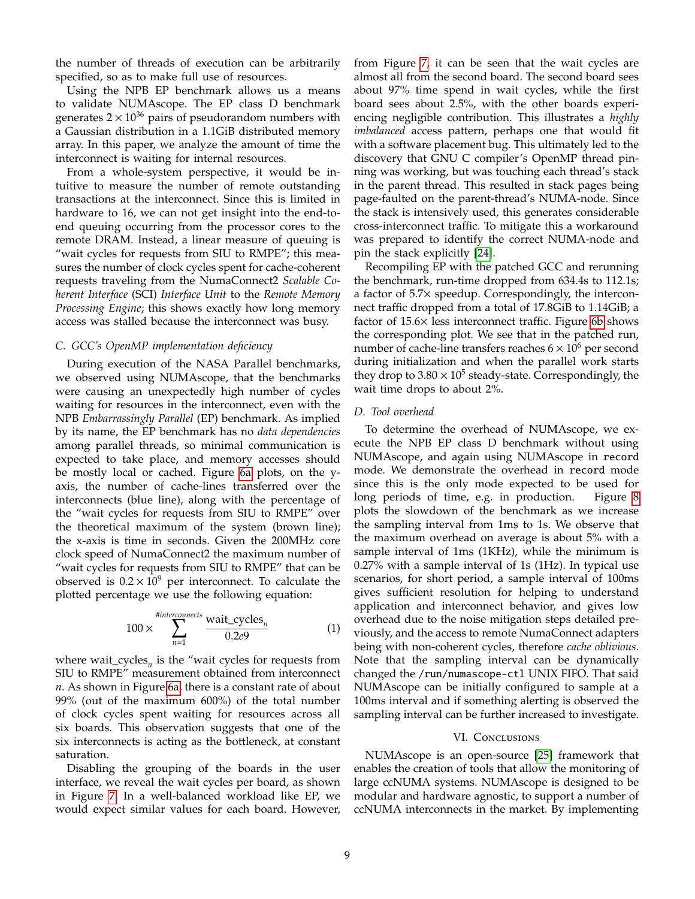the number of threads of execution can be arbitrarily specified, so as to make full use of resources.

Using the NPB EP benchmark allows us a means to validate NUMAscope. The EP class D benchmark generates $2 \times 10^{36}$ pairs of pseudorandom numbers with a Gaussian distribution in a 1.1GiB distributed memory array. In this paper, we analyze the amount of time the interconnect is waiting for internal resources.

From a whole-system perspective, it would be intuitive to measure the number of remote outstanding transactions at the interconnect. Since this is limited in hardware to 16, we can not get insight into the end-to-end queuing occurring from the processor cores to the remote DRAM. Instead, a linear measure of queuing is "wait cycles for requests from SIU to RMPE"; this measures the number of clock cycles spent for cache-coherent requests traveling from the NumaConnect2 *Scalable Coherent Interface* (SCI) *Interface Unit* to the *Remote Memory Processing Engine*; this shows exactly how long memory access was stalled because the interconnect was busy.

### C. GCC's OpenMP implementation deficiency

During execution of the NASA Parallel benchmarks, we observed using NUMAscope, that the benchmarks were causing an unexpectedly high number of cycles waiting for resources in the interconnect, even with the NPB *Embarrassingly Parallel* (EP) benchmark. As implied by its name, the EP benchmark has no *data dependencies* among parallel threads, so minimal communication is expected to take place, and memory accesses should be mostly local or cached. Figure 6a plots, on the y-axis, the number of cache-lines transferred over the interconnects (blue line), along with the percentage of the "wait cycles for requests from SIU to RMPE" over the theoretical maximum of the system (brown line); the x-axis is time in seconds. Given the 200MHz core clock speed of NumaConnect2 the maximum number of "wait cycles for requests from SIU to RMPE" that can be observed is $0.2 \times 10^9$ per interconnect. To calculate the plotted percentage we use the following equation:

$$100 \times \sum_{n=1}^{\#interconnects} \frac{\text{wait\_cycles}_n}{0.2e9} \qquad (1)$$

where $\text{wait\_cycles}_n$ is the "wait cycles for requests from SIU to RMPE" measurement obtained from interconnect $n$. As shown in Figure 6a, there is a constant rate of about 99% (out of the maximum 600%) of the total number of clock cycles spent waiting for resources across all six boards. This observation suggests that one of the six interconnects is acting as the bottleneck, at constant saturation.

Disabling the grouping of the boards in the user interface, we reveal the wait cycles per board, as shown in Figure 7. In a well-balanced workload like EP, we would expect similar values for each board. However, from Figure 7, it can be seen that the wait cycles are almost all from the second board. The second board sees about 97% time spend in wait cycles, while the first board sees about 2.5%, with the other boards experiencing negligible contribution. This illustrates a *highly imbalanced* access pattern, perhaps one that would fit with a software placement bug. This ultimately led to the discovery that GNU C compiler's OpenMP thread pinning was working, but was touching each thread's stack in the parent thread. This resulted in stack pages being page-faulted on the parent-thread's NUMA-node. Since the stack is intensively used, this generates considerable cross-interconnect traffic. To mitigate this a workaround was prepared to identify the correct NUMA-node and pin the stack explicitly [24].

Recompiling EP with the patched GCC and rerunning the benchmark, run-time dropped from 634.4s to 112.1s; a factor of 5.7× speedup. Correspondingly, the interconnect traffic dropped from a total of 17.8GiB to 1.14GiB; a factor of 15.6× less interconnect traffic. Figure 6b shows the corresponding plot. We see that in the patched run, number of cache-line transfers reaches $6 \times 10^6$ per second during initialization and when the parallel work starts they drop to $3.80 \times 10^5$ steady-state. Correspondingly, the wait time drops to about 2%.

### D. Tool overhead

To determine the overhead of NUMAscope, we execute the NPB EP class D benchmark without using NUMAscope, and again using NUMAscope in `record` mode. We demonstrate the overhead in `record` mode since this is the only mode expected to be used for long periods of time, e.g. in production. Figure 8 plots the slowdown of the benchmark as we increase the sampling interval from 1ms to 1s. We observe that the maximum overhead on average is about 5% with a sample interval of 1ms (1KHz), while the minimum is 0.27% with a sample interval of 1s (1Hz). In typical use scenarios, for short period, a sample interval of 100ms gives sufficient resolution for helping to understand application and interconnect behavior, and gives low overhead due to the noise mitigation steps detailed previously, and the access to remote NumaConnect adapters being with non-coherent cycles, therefore *cache oblivious*. Note that the sampling interval can be dynamically changed the `/run/numascope-ctl` UNIX FIFO. That said NUMAscope can be initially configured to sample at a 100ms interval and if something alerting is observed the sampling interval can be further increased to investigate.

## VI. Conclusions

NUMAscope is an open-source [25] framework that enables the creation of tools that allow the monitoring of large ccNUMA systems. NUMAscope is designed to be modular and hardware agnostic, to support a number of ccNUMA interconnects in the market. By implementing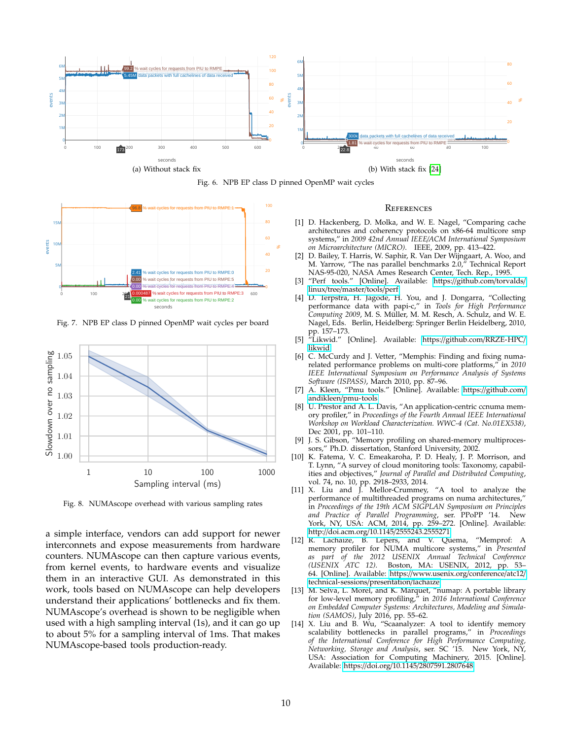(a) Without stack fix

(b) With stack fix [24]

Fig. 6. NPB EP class D pinned OpenMP wait cycles

Fig. 7. NPB EP class D pinned OpenMP wait cycles per board

Fig. 8. NUMAscope overhead with various sampling rates

a simple interface, vendors can add support for newer interconnets and expose measurements from hardware counters. NUMAscope can then capture various events, from kernel events, to hardware events and visualize them in an interactive GUI. As demonstrated in this work, tools based on NUMAscope can help developers understand their applications' bottlenecks and fix them. NUMAscope's overhead is shown to be negligible when used with a high sampling interval (1s), and it can go up to about 5% for a sampling interval of 1ms. That makes NUMAscope-based tools production-ready.

## References

[1] D. Hackenberg, D. Molka, and W. E. Nagel, "Comparing cache architectures and coherency protocols on x86-64 multicore smp systems," in *2009 42nd Annual IEEE/ACM International Symposium on Microarchitecture (MICRO)*. IEEE, 2009, pp. 413–422.

[2] D. Bailey, T. Harris, W. Saphir, R. Van Der Wijngaart, A. Woo, and M. Yarrow, "The nas parallel benchmarks 2.0," Technical Report NAS-95-020, NASA Ames Research Center, Tech. Rep., 1995.

[3] "Perf tools." [Online]. Available: https://github.com/torvalds/linux/tree/master/tools/perf

[4] D. Terpstra, H. Jagode, H. You, and J. Dongarra, "Collecting performance data with papi-c," in *Tools for High Performance Computing 2009*, M. S. Müller, M. M. Resch, A. Schulz, and W. E. Nagel, Eds. Berlin, Heidelberg: Springer Berlin Heidelberg, 2010, pp. 157–173.

[5] "Likwid." [Online]. Available: https://github.com/RRZE-HPC/likwid

[6] C. McCurdy and J. Vetter, "Memphis: Finding and fixing numa-related performance problems on multi-core platforms," in *2010 IEEE International Symposium on Performance Analysis of Systems Software (ISPASS)*, March 2010, pp. 87–96.

[7] A. Kleen, "Pmu tools." [Online]. Available: https://github.com/andikleen/pmu-tools

[8] U. Prestor and A. L. Davis, "An application-centric ccnuma memory profiler," in *Proceedings of the Fourth Annual IEEE International Workshop on Workload Characterization. WWC-4 (Cat. No.01EX538)*, Dec 2001, pp. 101–110.

[9] J. S. Gibson, "Memory profiling on shared-memory multiprocessors," Ph.D. dissertation, Stanford University, 2002.

[10] K. Fatema, V. C. Emeakaroha, P. D. Healy, J. P. Morrison, and T. Lynn, "A survey of cloud monitoring tools: Taxonomy, capabilities and objectives," *Journal of Parallel and Distributed Computing*, vol. 74, no. 10, pp. 2918–2933, 2014.

[11] X. Liu and J. Mellor-Crummey, "A tool to analyze the performance of multithreaded programs on numa architectures," in *Proceedings of the 19th ACM SIGPLAN Symposium on Principles and Practice of Parallel Programming*, ser. PPoPP '14. New York, NY, USA: ACM, 2014, pp. 259–272. [Online]. Available: http://doi.acm.org/10.1145/2555243.2555271

[12] R. Lachaize, B. Lepers, and V. Quema, "Memprof: A memory profiler for NUMA multicore systems," in *Presented as part of the 2012 USENIX Annual Technical Conference (USENIX ATC 12)*. Boston, MA: USENIX, 2012, pp. 53–64. [Online]. Available: https://www.usenix.org/conference/atc12/technical-sessions/presentation/lachaize

[13] M. Selva, L. Morel, and K. Marquet, "numap: A portable library for low-level memory profiling," in *2016 International Conference on Embedded Computer Systems: Architectures, Modeling and Simulation (SAMOS)*, July 2016, pp. 55–62.

[14] X. Liu and B. Wu, "Scaanalyzer: A tool to identify memory scalability bottlenecks in parallel programs," in *Proceedings of the International Conference for High Performance Computing, Networking, Storage and Analysis*, ser. SC '15. New York, NY, USA: Association for Computing Machinery, 2015. [Online]. Available: https://doi.org/10.1145/2807591.2807648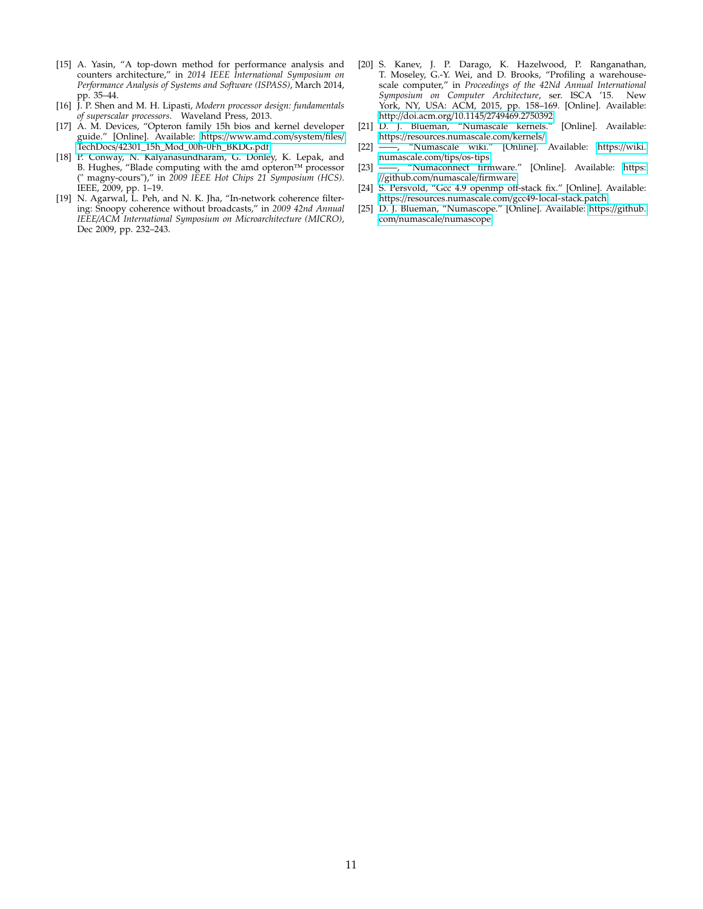[15] A. Yasin, "A top-down method for performance analysis and counters architecture," in *2014 IEEE International Symposium on Performance Analysis of Systems and Software (ISPASS)*, March 2014, pp. 35–44.

[16] J. P. Shen and M. H. Lipasti, *Modern processor design: fundamentals of superscalar processors*. Waveland Press, 2013.

[17] A. M. Devices, "Opteron family 15h bios and kernel developer guide." [Online]. Available: https://www.amd.com/system/files/TechDocs/42301_15h_Mod_00h-0Fh_BKDG.pdf

[18] P. Conway, N. Kalyanasundharam, G. Donley, K. Lepak, and B. Hughes, "Blade computing with the amd opteron™ processor (" magny-cours")," in *2009 IEEE Hot Chips 21 Symposium (HCS)*. IEEE, 2009, pp. 1–19.

[19] N. Agarwal, L. Peh, and N. K. Jha, "In-network coherence filtering: Snoopy coherence without broadcasts," in *2009 42nd Annual IEEE/ACM International Symposium on Microarchitecture (MICRO)*, Dec 2009, pp. 232–243.

[20] S. Kanev, J. P. Darago, K. Hazelwood, P. Ranganathan, T. Moseley, G.-Y. Wei, and D. Brooks, "Profiling a warehouse-scale computer," in *Proceedings of the 42Nd Annual International Symposium on Computer Architecture*, ser. ISCA '15. New York, NY, USA: ACM, 2015, pp. 158–169. [Online]. Available: http://doi.acm.org/10.1145/2749469.2750392

[21] D. J. Blueman, "Numascale kernels." [Online]. Available: https://resources.numascale.com/kernels/

[22] ——, "Numascale wiki." [Online]. Available: https://wiki.numascale.com/tips/os-tips

[23] ——, "Numaconnect firmware." [Online]. Available: https://github.com/numascale/firmware

[24] S. Persvold, "Gcc 4.9 openmp off-stack fix." [Online]. Available: https://resources.numascale.com/gcc49-local-stack.patch

[25] D. J. Blueman, "Numascope." [Online]. Available: https://github.com/numascale/numascope